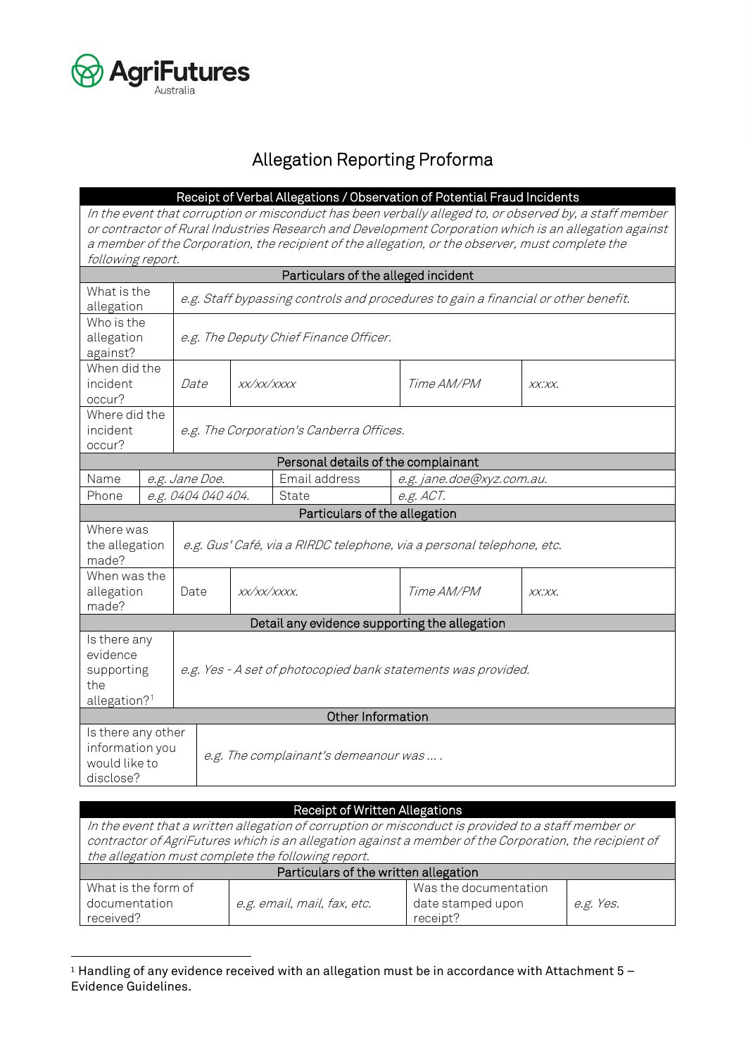AgriFutures Australia

# Allegation Reporting Proforma

| Receipt of Verbal Allegations / Observation of Potential Fraud Incidents | | | | |
|---|---|---|---|---|
| *In the event that corruption or misconduct has been verbally alleged to, or observed by, a staff member or contractor of Rural Industries Research and Development Corporation which is an allegation against a member of the Corporation, the recipient of the allegation, or the observer, must complete the following report.* | | | | |
| **Particulars of the alleged incident** | | | | |
| What is the allegation | *e.g. Staff bypassing controls and procedures to gain a financial or other benefit.* | | | |
| Who is the allegation against? | *e.g. The Deputy Chief Finance Officer.* | | | |
| When did the incident occur? | *Date* | *xx/xx/xxxx* | *Time AM/PM* | *xx:xx.* |
| Where did the incident occur? | *e.g. The Corporation's Canberra Offices.* | | | |
| **Personal details of the complainant** | | | | |
| Name | *e.g. Jane Doe.* | Email address | *e.g. jane.doe@xyz.com.au.* | |
| Phone | *e.g. 0404 040 404.* | State | *e.g. ACT.* | |
| **Particulars of the allegation** | | | | |
| Where was the allegation made? | *e.g. Gus' Café, via a RIRDC telephone, via a personal telephone, etc.* | | | |
| When was the allegation made? | Date | *xx/xx/xxxx.* | *Time AM/PM* | *xx:xx.* |
| **Detail any evidence supporting the allegation** | | | | |
| Is there any evidence supporting the allegation?[1] | *e.g. Yes - A set of photocopied bank statements was provided.* | | | |
| **Other Information** | | | | |
| Is there any other information you would like to disclose? | *e.g. The complainant's demeanour was … .* | | | |

| Receipt of Written Allegations | | | |
|---|---|---|---|
| *In the event that a written allegation of corruption or misconduct is provided to a staff member or contractor of AgriFutures which is an allegation against a member of the Corporation, the recipient of the allegation must complete the following report.* | | | |
| **Particulars of the written allegation** | | | |
| What is the form of documentation received? | *e.g. email, mail, fax, etc.* | Was the documentation date stamped upon receipt? | *e.g. Yes.* |

[1] Handling of any evidence received with an allegation must be in accordance with Attachment 5 – Evidence Guidelines.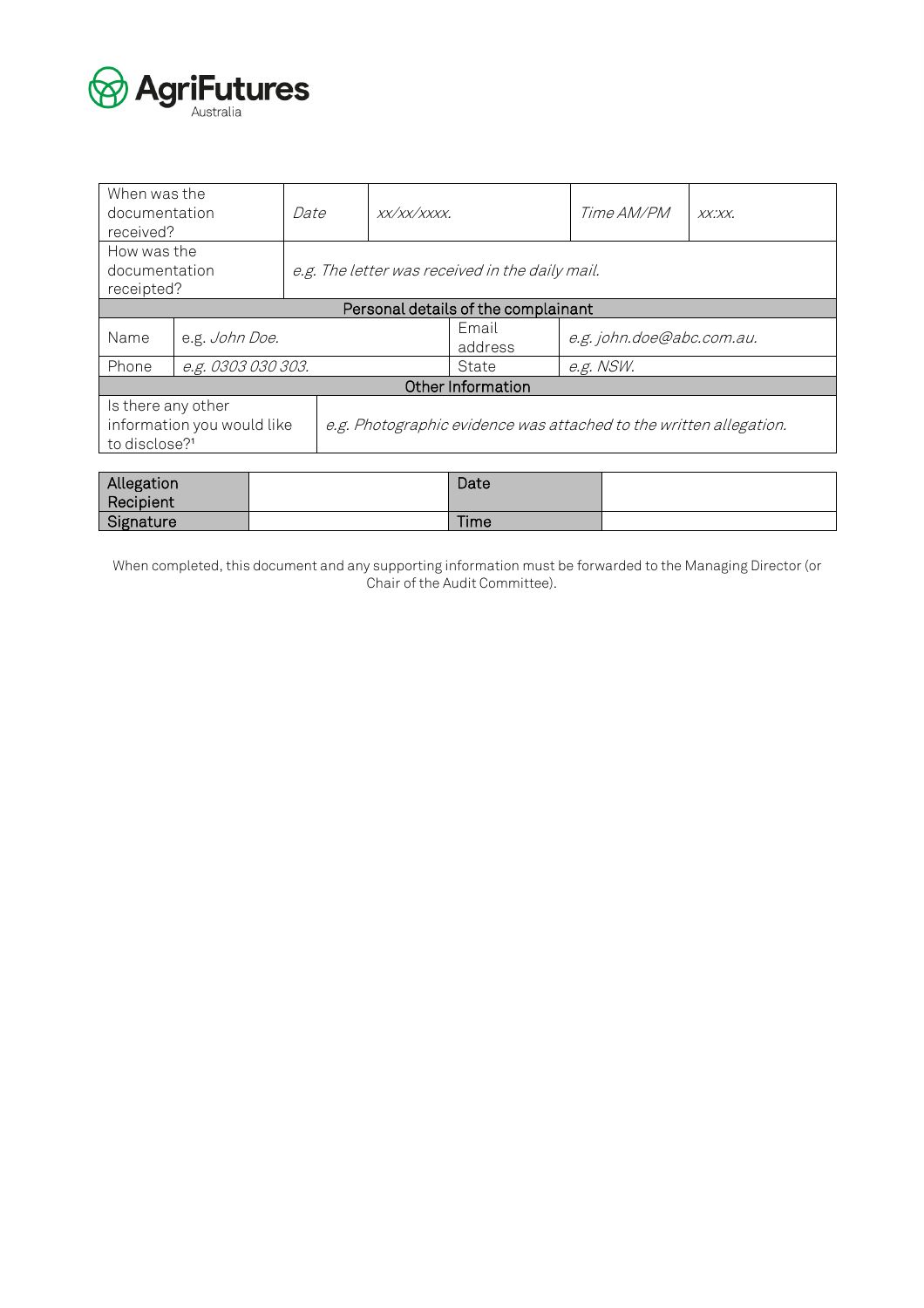| When was the documentation received? | *Date* | *xx/xx/xxxx.* | *Time AM/PM* | *xx:xx.* |
|---|---|---|---|---|
| How was the documentation receipted? | *e.g. The letter was received in the daily mail.* | | | |

| Personal details of the complainant | | | |
|---|---|---|---|
| Name | e.g. *John Doe.* | Email address | *e.g. john.doe@abc.com.au.* |
| Phone | *e.g. 0303 030 303.* | State | *e.g. NSW.* |

| Other Information | |
|---|---|
| Is there any other information you would like to disclose?[1] | *e.g. Photographic evidence was attached to the written allegation.* |

| Allegation Recipient | | Date | |
|---|---|---|---|
| Signature | | Time | |

When completed, this document and any supporting information must be forwarded to the Managing Director (or Chair of the Audit Committee).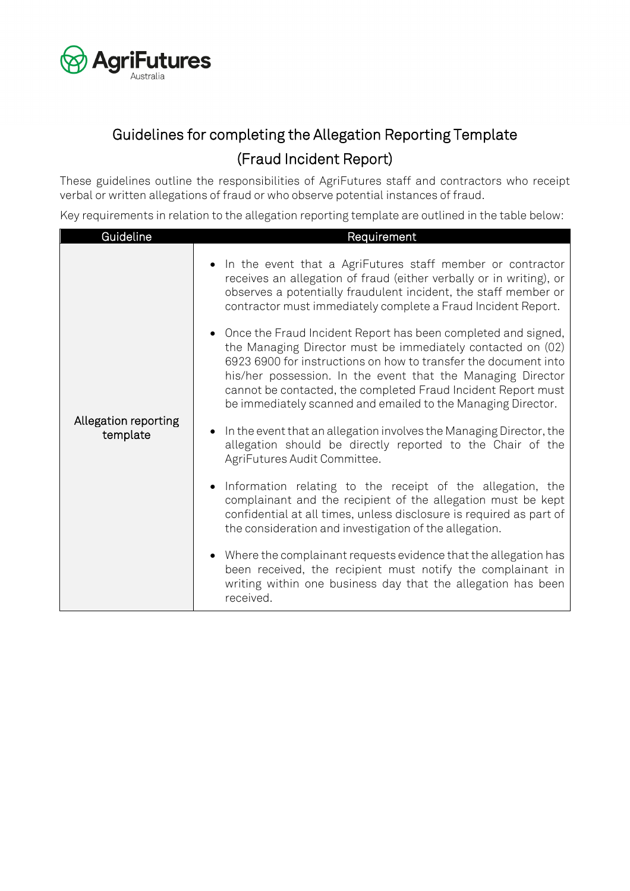# Guidelines for completing the Allegation Reporting Template (Fraud Incident Report)

These guidelines outline the responsibilities of AgriFutures staff and contractors who receipt verbal or written allegations of fraud or who observe potential instances of fraud.

Key requirements in relation to the allegation reporting template are outlined in the table below:

| Guideline | Requirement |
| --- | --- |
| Allegation reporting template | • In the event that a AgriFutures staff member or contractor receives an allegation of fraud (either verbally or in writing), or observes a potentially fraudulent incident, the staff member or contractor must immediately complete a Fraud Incident Report.<br><br>• Once the Fraud Incident Report has been completed and signed, the Managing Director must be immediately contacted on (02) 6923 6900 for instructions on how to transfer the document into his/her possession. In the event that the Managing Director cannot be contacted, the completed Fraud Incident Report must be immediately scanned and emailed to the Managing Director.<br><br>• In the event that an allegation involves the Managing Director, the allegation should be directly reported to the Chair of the AgriFutures Audit Committee.<br><br>• Information relating to the receipt of the allegation, the complainant and the recipient of the allegation must be kept confidential at all times, unless disclosure is required as part of the consideration and investigation of the allegation.<br><br>• Where the complainant requests evidence that the allegation has been received, the recipient must notify the complainant in writing within one business day that the allegation has been received. |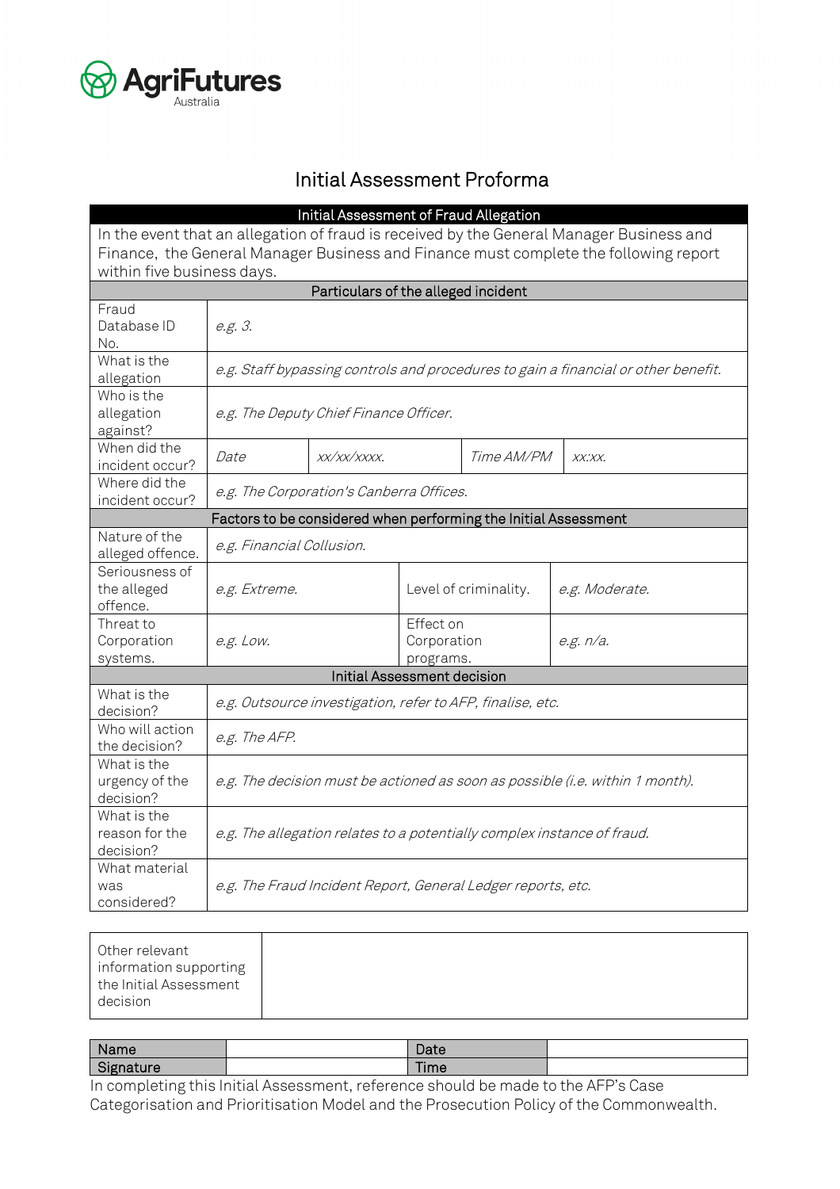# Initial Assessment Proforma

| Initial Assessment of Fraud Allegation | | | |
|---|---|---|---|
| In the event that an allegation of fraud is received by the General Manager Business and Finance, the General Manager Business and Finance must complete the following report within five business days. | | | |
| **Particulars of the alleged incident** | | | |
| Fraud Database ID No. | *e.g. 3.* | | |
| What is the allegation | *e.g. Staff bypassing controls and procedures to gain a financial or other benefit.* | | |
| Who is the allegation against? | *e.g. The Deputy Chief Finance Officer.* | | |
| When did the incident occur? | *Date* *xx/xx/xxxx.* | *Time AM/PM* | *xx:xx.* |
| Where did the incident occur? | *e.g. The Corporation's Canberra Offices.* | | |
| **Factors to be considered when performing the Initial Assessment** | | | |
| Nature of the alleged offence. | *e.g. Financial Collusion.* | | |
| Seriousness of the alleged offence. | *e.g. Extreme.* | Level of criminality. | *e.g. Moderate.* |
| Threat to Corporation systems. | *e.g. Low.* | Effect on Corporation programs. | *e.g. n/a.* |
| **Initial Assessment decision** | | | |
| What is the decision? | *e.g. Outsource investigation, refer to AFP, finalise, etc.* | | |
| Who will action the decision? | *e.g. The AFP.* | | |
| What is the urgency of the decision? | *e.g. The decision must be actioned as soon as possible (i.e. within 1 month).* | | |
| What is the reason for the decision? | *e.g. The allegation relates to a potentially complex instance of fraud.* | | |
| What material was considered? | *e.g. The Fraud Incident Report, General Ledger reports, etc.* | | |

| Other relevant information supporting the Initial Assessment decision | |
|---|---|

| Name | | Date | |
|---|---|---|---|
| Signature | | Time | |

In completing this Initial Assessment, reference should be made to the AFP's Case Categorisation and Prioritisation Model and the Prosecution Policy of the Commonwealth.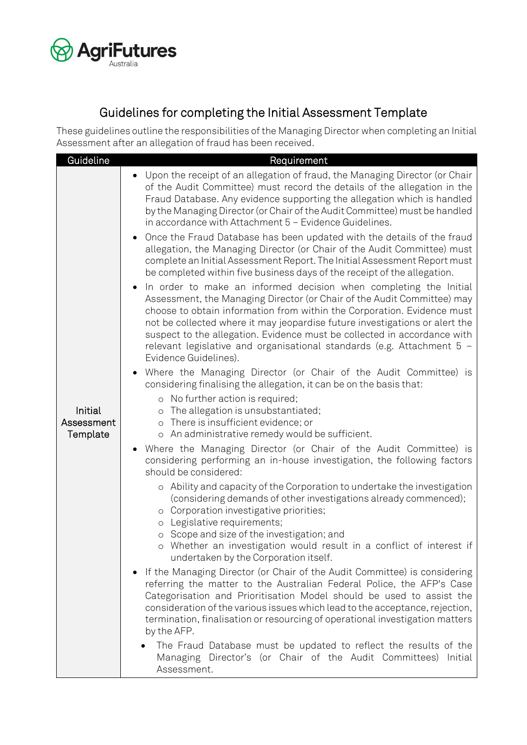## Guidelines for completing the Initial Assessment Template

These guidelines outline the responsibilities of the Managing Director when completing an Initial Assessment after an allegation of fraud has been received.

| Guideline | Requirement |
| --- | --- |
| Initial Assessment Template | • Upon the receipt of an allegation of fraud, the Managing Director (or Chair of the Audit Committee) must record the details of the allegation in the Fraud Database. Any evidence supporting the allegation which is handled by the Managing Director (or Chair of the Audit Committee) must be handled in accordance with Attachment 5 – Evidence Guidelines.<br>• Once the Fraud Database has been updated with the details of the fraud allegation, the Managing Director (or Chair of the Audit Committee) must complete an Initial Assessment Report. The Initial Assessment Report must be completed within five business days of the receipt of the allegation.<br>• In order to make an informed decision when completing the Initial Assessment, the Managing Director (or Chair of the Audit Committee) may choose to obtain information from within the Corporation. Evidence must not be collected where it may jeopardise future investigations or alert the suspect to the allegation. Evidence must be collected in accordance with relevant legislative and organisational standards (e.g. Attachment 5 – Evidence Guidelines).<br>• Where the Managing Director (or Chair of the Audit Committee) is considering finalising the allegation, it can be on the basis that:<br>&nbsp;&nbsp;&nbsp;&nbsp;○ No further action is required;<br>&nbsp;&nbsp;&nbsp;&nbsp;○ The allegation is unsubstantiated;<br>&nbsp;&nbsp;&nbsp;&nbsp;○ There is insufficient evidence; or<br>&nbsp;&nbsp;&nbsp;&nbsp;○ An administrative remedy would be sufficient.<br>• Where the Managing Director (or Chair of the Audit Committee) is considering performing an in-house investigation, the following factors should be considered:<br>&nbsp;&nbsp;&nbsp;&nbsp;○ Ability and capacity of the Corporation to undertake the investigation (considering demands of other investigations already commenced);<br>&nbsp;&nbsp;&nbsp;&nbsp;○ Corporation investigative priorities;<br>&nbsp;&nbsp;&nbsp;&nbsp;○ Legislative requirements;<br>&nbsp;&nbsp;&nbsp;&nbsp;○ Scope and size of the investigation; and<br>&nbsp;&nbsp;&nbsp;&nbsp;○ Whether an investigation would result in a conflict of interest if undertaken by the Corporation itself.<br>• If the Managing Director (or Chair of the Audit Committee) is considering referring the matter to the Australian Federal Police, the AFP's Case Categorisation and Prioritisation Model should be used to assist the consideration of the various issues which lead to the acceptance, rejection, termination, finalisation or resourcing of operational investigation matters by the AFP.<br>• The Fraud Database must be updated to reflect the results of the Managing Director's (or Chair of the Audit Committees) Initial Assessment. |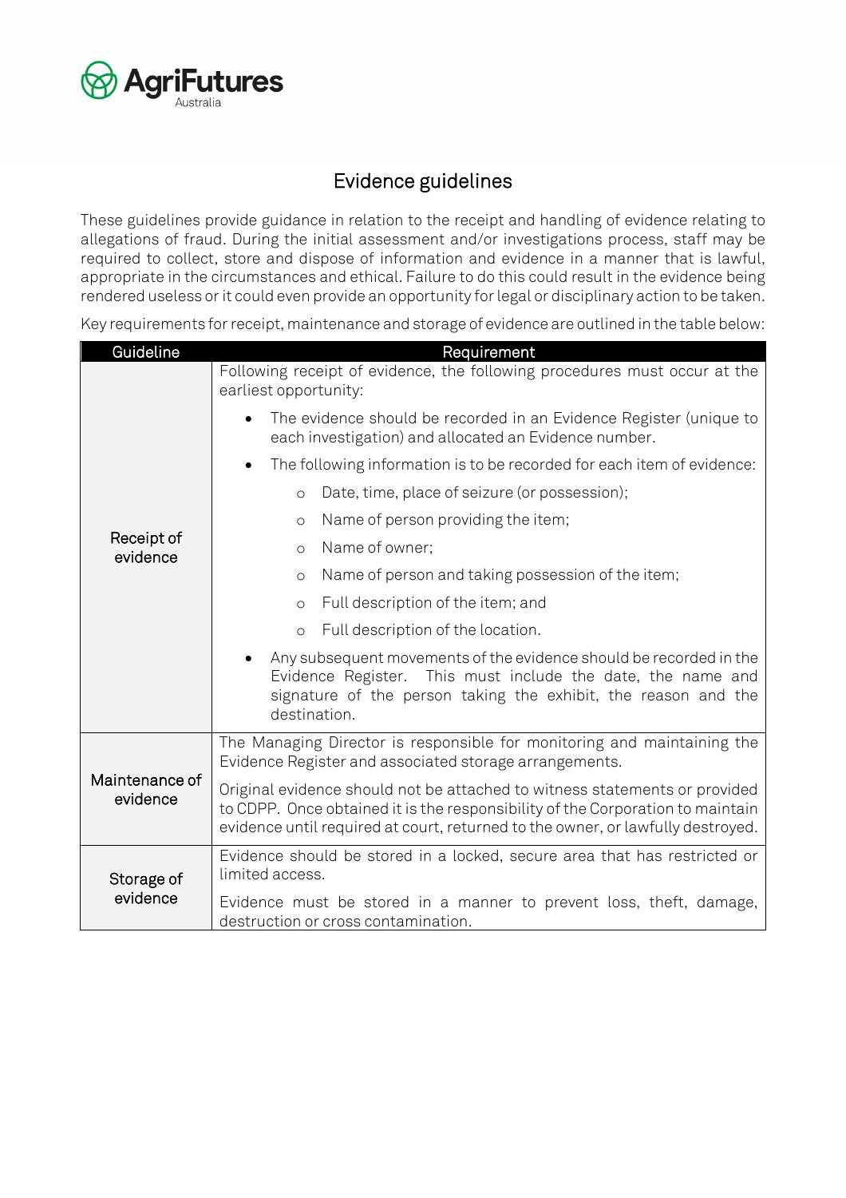# Evidence guidelines

These guidelines provide guidance in relation to the receipt and handling of evidence relating to allegations of fraud. During the initial assessment and/or investigations process, staff may be required to collect, store and dispose of information and evidence in a manner that is lawful, appropriate in the circumstances and ethical. Failure to do this could result in the evidence being rendered useless or it could even provide an opportunity for legal or disciplinary action to be taken.

Key requirements for receipt, maintenance and storage of evidence are outlined in the table below:

| Guideline | Requirement |
| --- | --- |
| Receipt of evidence | Following receipt of evidence, the following procedures must occur at the earliest opportunity:<br>• The evidence should be recorded in an Evidence Register (unique to each investigation) and allocated an Evidence number.<br>• The following information is to be recorded for each item of evidence:<br>&nbsp;&nbsp;o Date, time, place of seizure (or possession);<br>&nbsp;&nbsp;o Name of person providing the item;<br>&nbsp;&nbsp;o Name of owner;<br>&nbsp;&nbsp;o Name of person and taking possession of the item;<br>&nbsp;&nbsp;o Full description of the item; and<br>&nbsp;&nbsp;o Full description of the location.<br>• Any subsequent movements of the evidence should be recorded in the Evidence Register. This must include the date, the name and signature of the person taking the exhibit, the reason and the destination. |
| Maintenance of evidence | The Managing Director is responsible for monitoring and maintaining the Evidence Register and associated storage arrangements.<br>Original evidence should not be attached to witness statements or provided to CDPP. Once obtained it is the responsibility of the Corporation to maintain evidence until required at court, returned to the owner, or lawfully destroyed. |
| Storage of evidence | Evidence should be stored in a locked, secure area that has restricted or limited access.<br>Evidence must be stored in a manner to prevent loss, theft, damage, destruction or cross contamination. |